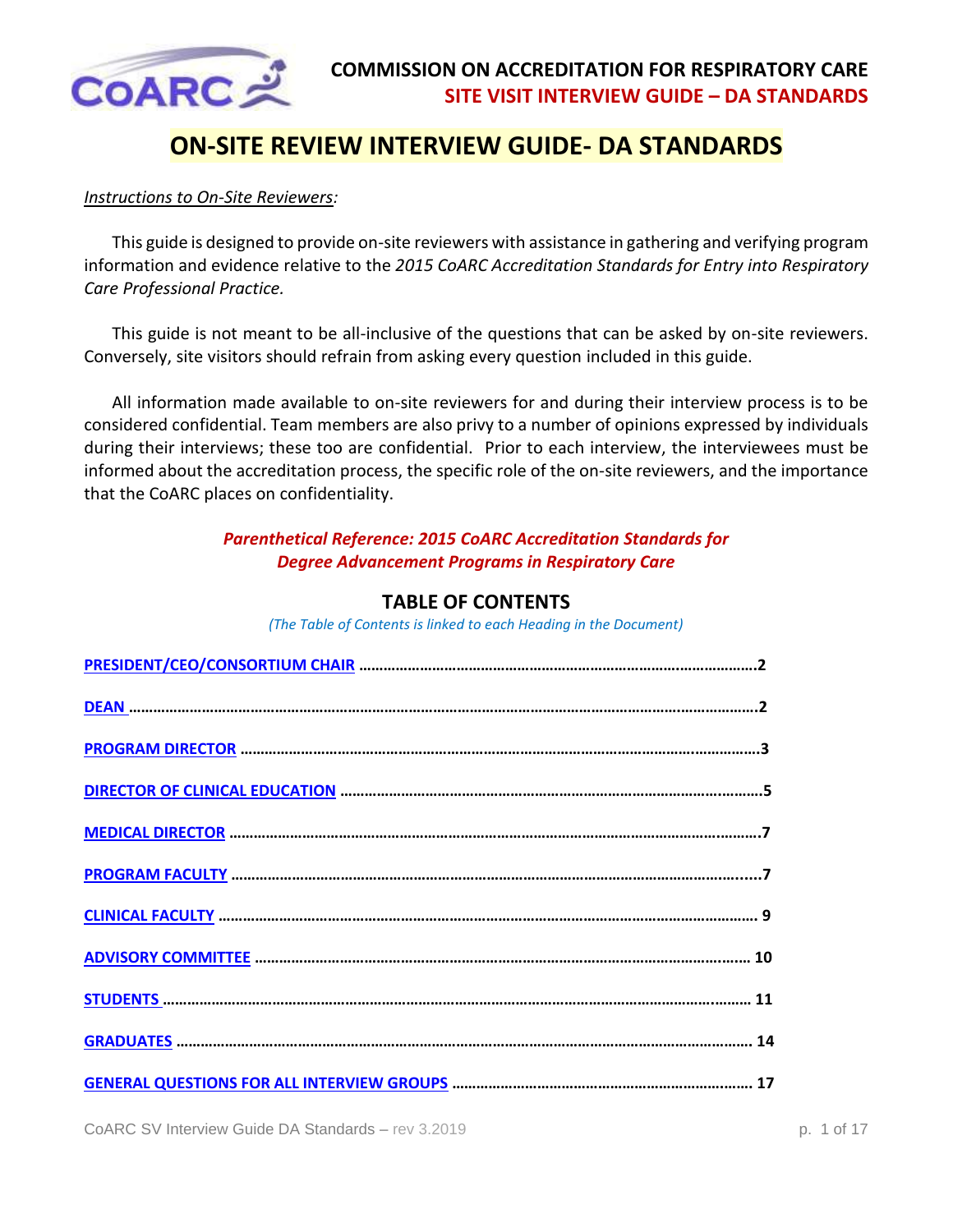# ON-SITE REVIEW INTERVIEW GUIDE- DA STANDARDS

*Instructions to On-Site Reviewers:*

This guide is designed to provide on-site reviewers with assistance in gathering and verifying program information and evidence relative to the *2015 CoARC Accreditation Standards for Entry into Respiratory Care Professional Practice.*

This guide is not meant to be all-inclusive of the questions that can be asked by on-site reviewers. Conversely, site visitors should refrain from asking every question included in this guide.

All information made available to on-site reviewers for and during their interview process is to be considered confidential. Team members are also privy to a number of opinions expressed by individuals during their interviews; these too are confidential. Prior to each interview, the interviewees must be informed about the accreditation process, the specific role of the on-site reviewers, and the importance that the CoARC places on confidentiality.

***Parenthetical Reference: 2015 CoARC Accreditation Standards for Degree Advancement Programs in Respiratory Care***

## TABLE OF CONTENTS

*(The Table of Contents is linked to each Heading in the Document)*

**PRESIDENT/CEO/CONSORTIUM CHAIR** ..... **2**

**DEAN** ..... **2**

**PROGRAM DIRECTOR** ..... **3**

**DIRECTOR OF CLINICAL EDUCATION** ..... **5**

**MEDICAL DIRECTOR** ..... **7**

**PROGRAM FACULTY** ..... **7**

**CLINICAL FACULTY** ..... **9**

**ADVISORY COMMITTEE** ..... **10**

**STUDENTS** ..... **11**

**GRADUATES** ..... **14**

**GENERAL QUESTIONS FOR ALL INTERVIEW GROUPS** ..... **17**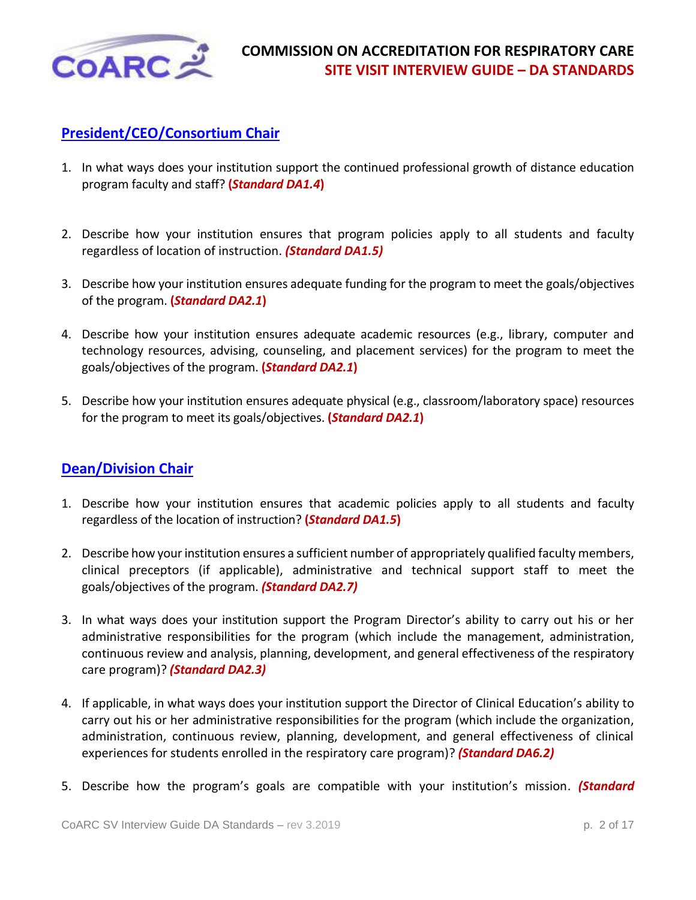## President/CEO/Consortium Chair

1. In what ways does your institution support the continued professional growth of distance education program faculty and staff? **(*Standard DA1.4*)**

2. Describe how your institution ensures that program policies apply to all students and faculty regardless of location of instruction. ***(Standard DA1.5)***

3. Describe how your institution ensures adequate funding for the program to meet the goals/objectives of the program. **(*Standard DA2.1*)**

4. Describe how your institution ensures adequate academic resources (e.g., library, computer and technology resources, advising, counseling, and placement services) for the program to meet the goals/objectives of the program. **(*Standard DA2.1*)**

5. Describe how your institution ensures adequate physical (e.g., classroom/laboratory space) resources for the program to meet its goals/objectives. **(*Standard DA2.1*)**

## Dean/Division Chair

1. Describe how your institution ensures that academic policies apply to all students and faculty regardless of the location of instruction? **(*Standard DA1.5*)**

2. Describe how your institution ensures a sufficient number of appropriately qualified faculty members, clinical preceptors (if applicable), administrative and technical support staff to meet the goals/objectives of the program. ***(Standard DA2.7)***

3. In what ways does your institution support the Program Director's ability to carry out his or her administrative responsibilities for the program (which include the management, administration, continuous review and analysis, planning, development, and general effectiveness of the respiratory care program)? ***(Standard DA2.3)***

4. If applicable, in what ways does your institution support the Director of Clinical Education's ability to carry out his or her administrative responsibilities for the program (which include the organization, administration, continuous review, planning, development, and general effectiveness of clinical experiences for students enrolled in the respiratory care program)? ***(Standard DA6.2)***

5. Describe how the program's goals are compatible with your institution's mission. ***(Standard***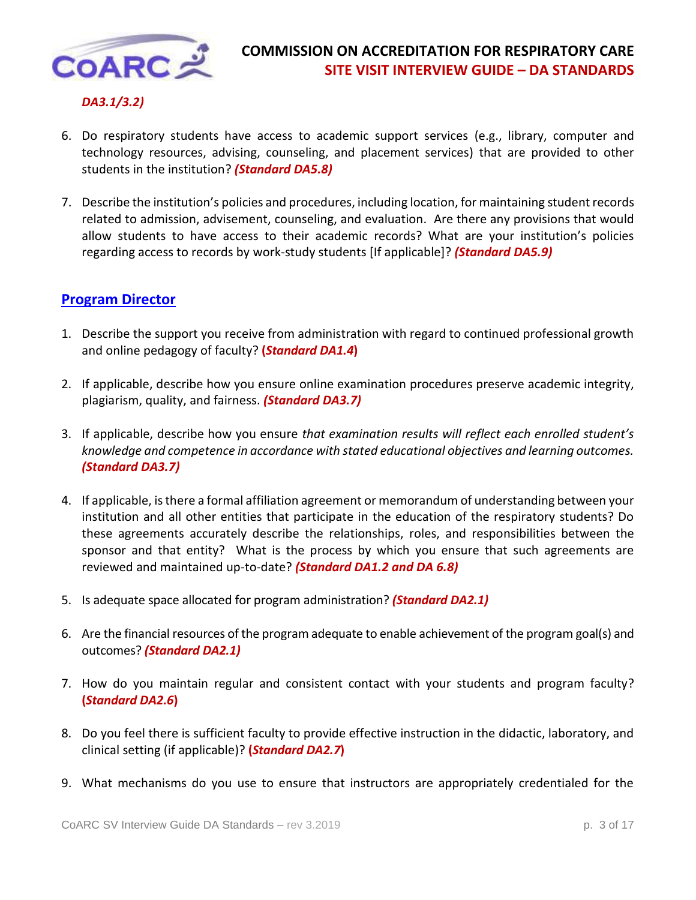*DA3.1/3.2)*

6. Do respiratory students have access to academic support services (e.g., library, computer and technology resources, advising, counseling, and placement services) that are provided to other students in the institution? ***(Standard DA5.8)***

7. Describe the institution's policies and procedures, including location, for maintaining student records related to admission, advisement, counseling, and evaluation. Are there any provisions that would allow students to have access to their academic records? What are your institution's policies regarding access to records by work-study students [If applicable]? ***(Standard DA5.9)***

## Program Director

1. Describe the support you receive from administration with regard to continued professional growth and online pedagogy of faculty? **(*Standard DA1.4*)**

2. If applicable, describe how you ensure online examination procedures preserve academic integrity, plagiarism, quality, and fairness. ***(Standard DA3.7)***

3. If applicable, describe how you ensure *that examination results will reflect each enrolled student's knowledge and competence in accordance with stated educational objectives and learning outcomes.* ***(Standard DA3.7)***

4. If applicable, is there a formal affiliation agreement or memorandum of understanding between your institution and all other entities that participate in the education of the respiratory students? Do these agreements accurately describe the relationships, roles, and responsibilities between the sponsor and that entity? What is the process by which you ensure that such agreements are reviewed and maintained up-to-date? ***(Standard DA1.2 and DA 6.8)***

5. Is adequate space allocated for program administration? ***(Standard DA2.1)***

6. Are the financial resources of the program adequate to enable achievement of the program goal(s) and outcomes? ***(Standard DA2.1)***

7. How do you maintain regular and consistent contact with your students and program faculty? **(*Standard DA2.6*)**

8. Do you feel there is sufficient faculty to provide effective instruction in the didactic, laboratory, and clinical setting (if applicable)? **(*Standard DA2.7*)**

9. What mechanisms do you use to ensure that instructors are appropriately credentialed for the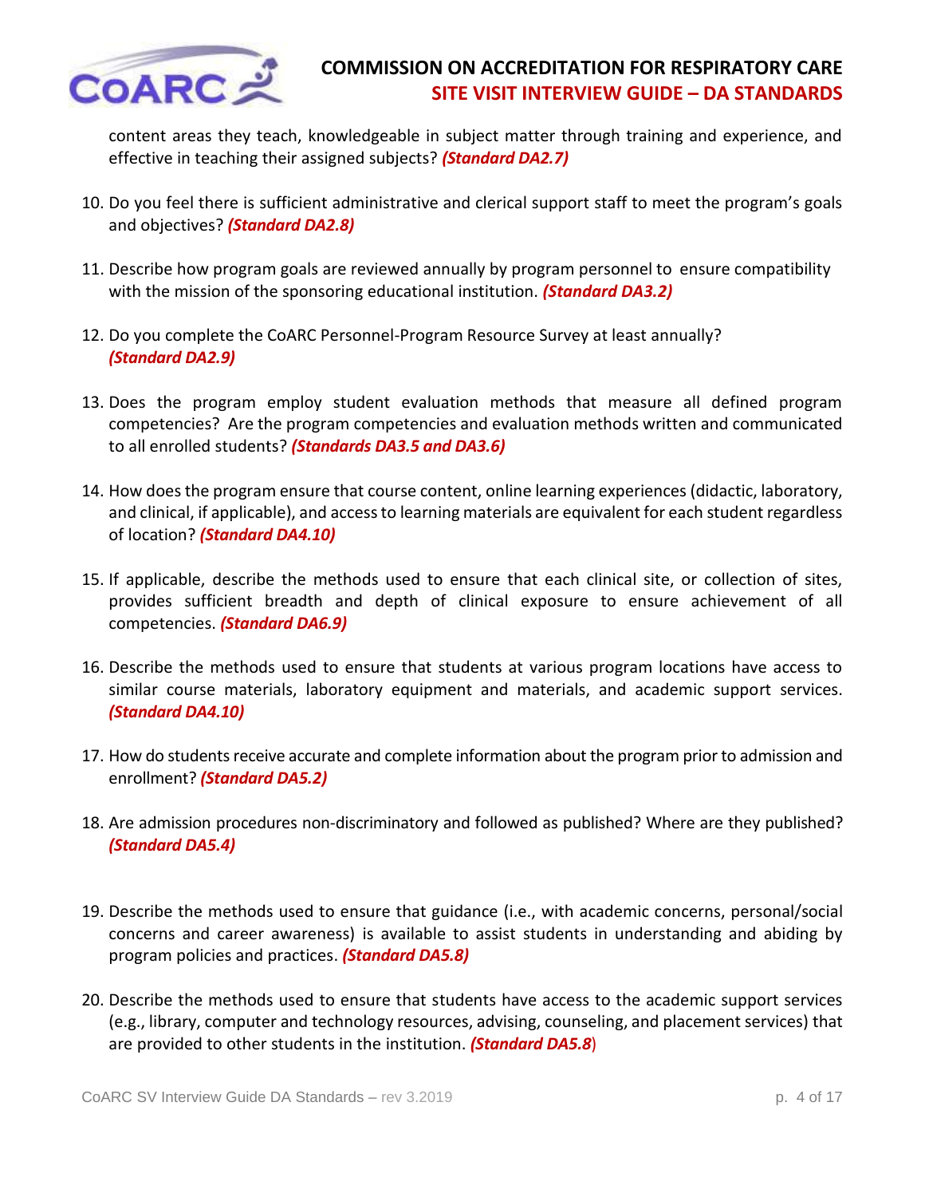content areas they teach, knowledgeable in subject matter through training and experience, and effective in teaching their assigned subjects? ***(Standard DA2.7)***

10. Do you feel there is sufficient administrative and clerical support staff to meet the program's goals and objectives? ***(Standard DA2.8)***

11. Describe how program goals are reviewed annually by program personnel to ensure compatibility with the mission of the sponsoring educational institution. ***(Standard DA3.2)***

12. Do you complete the CoARC Personnel-Program Resource Survey at least annually? ***(Standard DA2.9)***

13. Does the program employ student evaluation methods that measure all defined program competencies? Are the program competencies and evaluation methods written and communicated to all enrolled students? ***(Standards DA3.5 and DA3.6)***

14. How does the program ensure that course content, online learning experiences (didactic, laboratory, and clinical, if applicable), and access to learning materials are equivalent for each student regardless of location? ***(Standard DA4.10)***

15. If applicable, describe the methods used to ensure that each clinical site, or collection of sites, provides sufficient breadth and depth of clinical exposure to ensure achievement of all competencies. ***(Standard DA6.9)***

16. Describe the methods used to ensure that students at various program locations have access to similar course materials, laboratory equipment and materials, and academic support services. ***(Standard DA4.10)***

17. How do students receive accurate and complete information about the program prior to admission and enrollment? ***(Standard DA5.2)***

18. Are admission procedures non-discriminatory and followed as published? Where are they published? ***(Standard DA5.4)***

19. Describe the methods used to ensure that guidance (i.e., with academic concerns, personal/social concerns and career awareness) is available to assist students in understanding and abiding by program policies and practices. ***(Standard DA5.8)***

20. Describe the methods used to ensure that students have access to the academic support services (e.g., library, computer and technology resources, advising, counseling, and placement services) that are provided to other students in the institution. ***(Standard DA5.8)***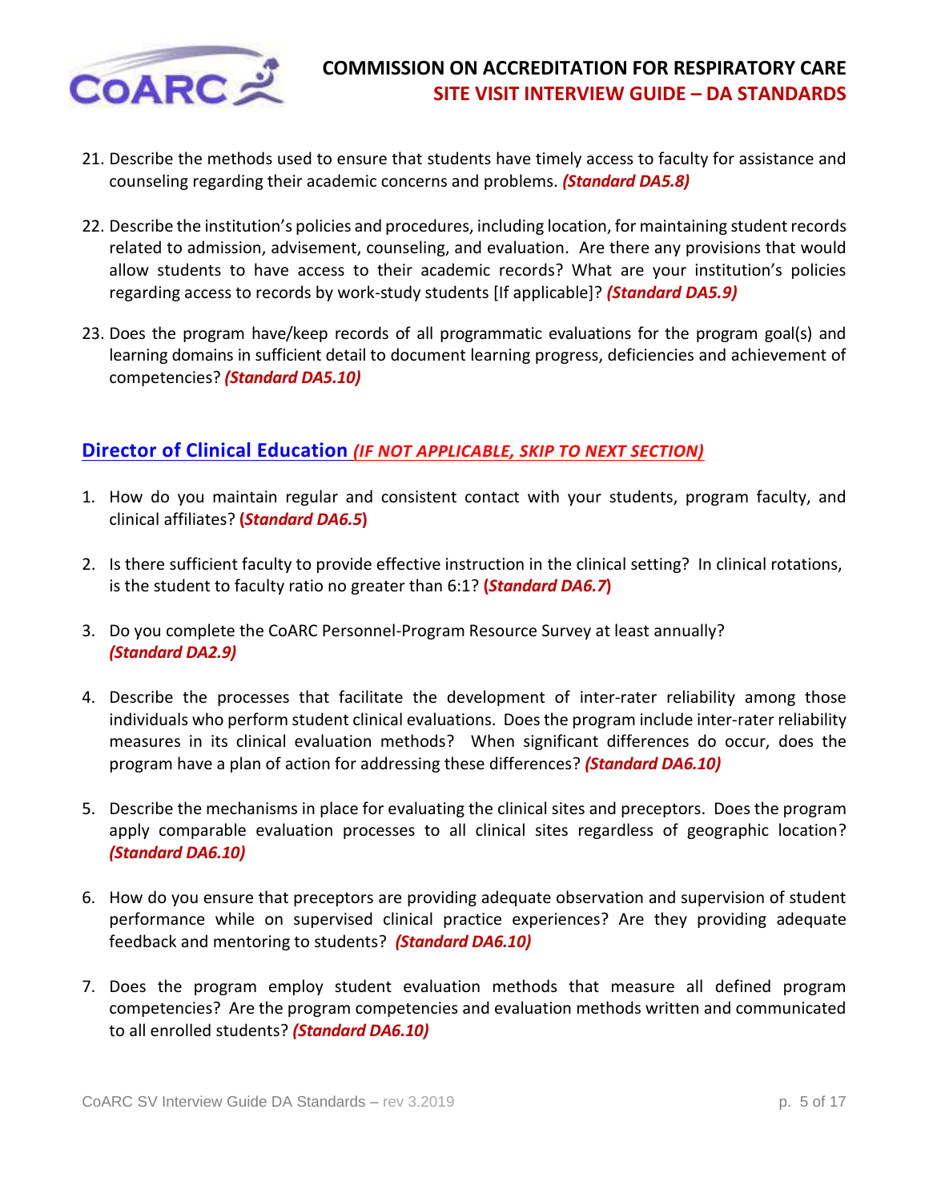21. Describe the methods used to ensure that students have timely access to faculty for assistance and counseling regarding their academic concerns and problems. ***(Standard DA5.8)***

22. Describe the institution's policies and procedures, including location, for maintaining student records related to admission, advisement, counseling, and evaluation. Are there any provisions that would allow students to have access to their academic records? What are your institution's policies regarding access to records by work-study students [If applicable]? ***(Standard DA5.9)***

23. Does the program have/keep records of all programmatic evaluations for the program goal(s) and learning domains in sufficient detail to document learning progress, deficiencies and achievement of competencies? ***(Standard DA5.10)***

## Director of Clinical Education *(IF NOT APPLICABLE, SKIP TO NEXT SECTION)*

1. How do you maintain regular and consistent contact with your students, program faculty, and clinical affiliates? **(*Standard DA6.5*)**

2. Is there sufficient faculty to provide effective instruction in the clinical setting? In clinical rotations, is the student to faculty ratio no greater than 6:1? **(*Standard DA6.7*)**

3. Do you complete the CoARC Personnel-Program Resource Survey at least annually? ***(Standard DA2.9)***

4. Describe the processes that facilitate the development of inter-rater reliability among those individuals who perform student clinical evaluations. Does the program include inter-rater reliability measures in its clinical evaluation methods? When significant differences do occur, does the program have a plan of action for addressing these differences? ***(Standard DA6.10)***

5. Describe the mechanisms in place for evaluating the clinical sites and preceptors. Does the program apply comparable evaluation processes to all clinical sites regardless of geographic location? ***(Standard DA6.10)***

6. How do you ensure that preceptors are providing adequate observation and supervision of student performance while on supervised clinical practice experiences? Are they providing adequate feedback and mentoring to students? ***(Standard DA6.10)***

7. Does the program employ student evaluation methods that measure all defined program competencies? Are the program competencies and evaluation methods written and communicated to all enrolled students? ***(Standard DA6.10)***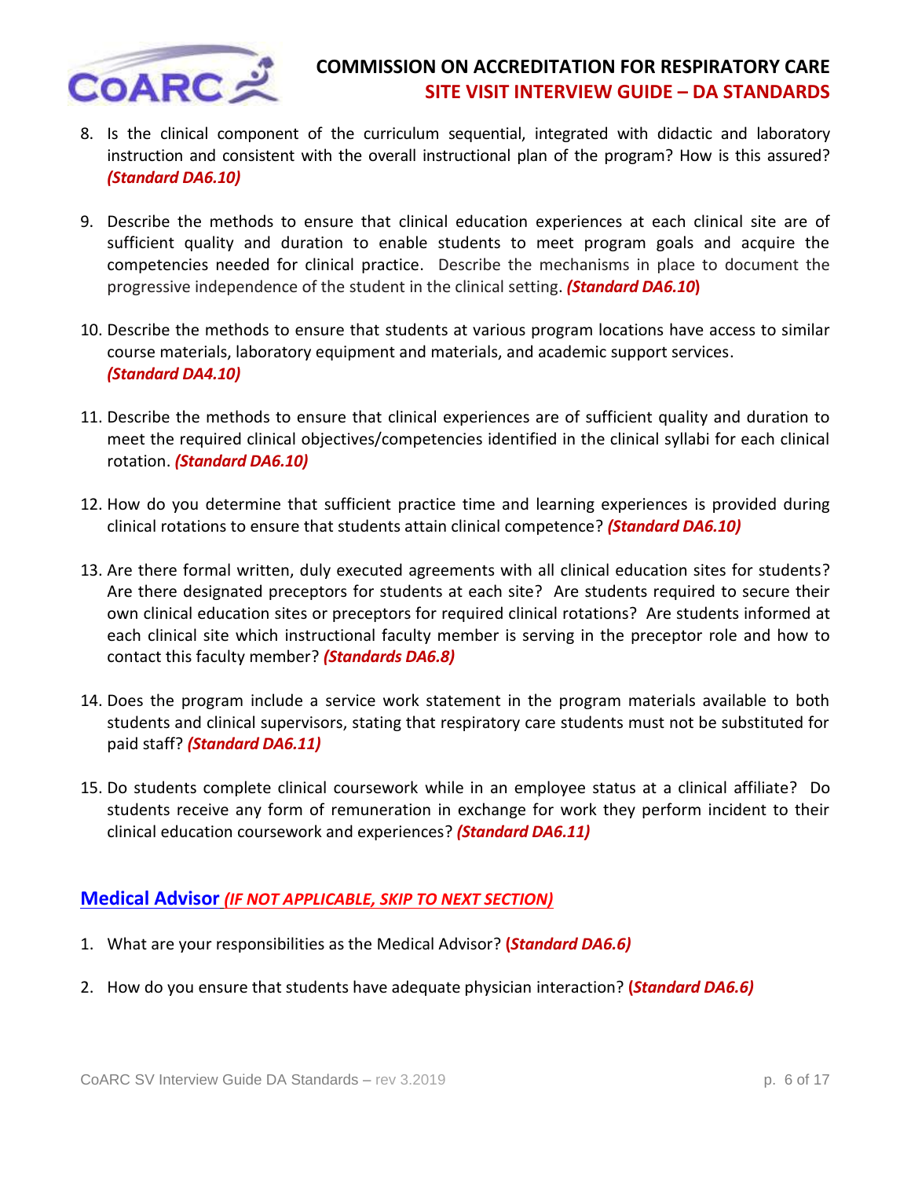8. Is the clinical component of the curriculum sequential, integrated with didactic and laboratory instruction and consistent with the overall instructional plan of the program? How is this assured? ***(Standard DA6.10)***

9. Describe the methods to ensure that clinical education experiences at each clinical site are of sufficient quality and duration to enable students to meet program goals and acquire the competencies needed for clinical practice. Describe the mechanisms in place to document the progressive independence of the student in the clinical setting. ***(Standard DA6.10)***

10. Describe the methods to ensure that students at various program locations have access to similar course materials, laboratory equipment and materials, and academic support services. ***(Standard DA4.10)***

11. Describe the methods to ensure that clinical experiences are of sufficient quality and duration to meet the required clinical objectives/competencies identified in the clinical syllabi for each clinical rotation. ***(Standard DA6.10)***

12. How do you determine that sufficient practice time and learning experiences is provided during clinical rotations to ensure that students attain clinical competence? ***(Standard DA6.10)***

13. Are there formal written, duly executed agreements with all clinical education sites for students? Are there designated preceptors for students at each site? Are students required to secure their own clinical education sites or preceptors for required clinical rotations? Are students informed at each clinical site which instructional faculty member is serving in the preceptor role and how to contact this faculty member? ***(Standards DA6.8)***

14. Does the program include a service work statement in the program materials available to both students and clinical supervisors, stating that respiratory care students must not be substituted for paid staff? ***(Standard DA6.11)***

15. Do students complete clinical coursework while in an employee status at a clinical affiliate? Do students receive any form of remuneration in exchange for work they perform incident to their clinical education coursework and experiences? ***(Standard DA6.11)***

## Medical Advisor *(IF NOT APPLICABLE, SKIP TO NEXT SECTION)*

1. What are your responsibilities as the Medical Advisor? ***(Standard DA6.6)***

2. How do you ensure that students have adequate physician interaction? ***(Standard DA6.6)***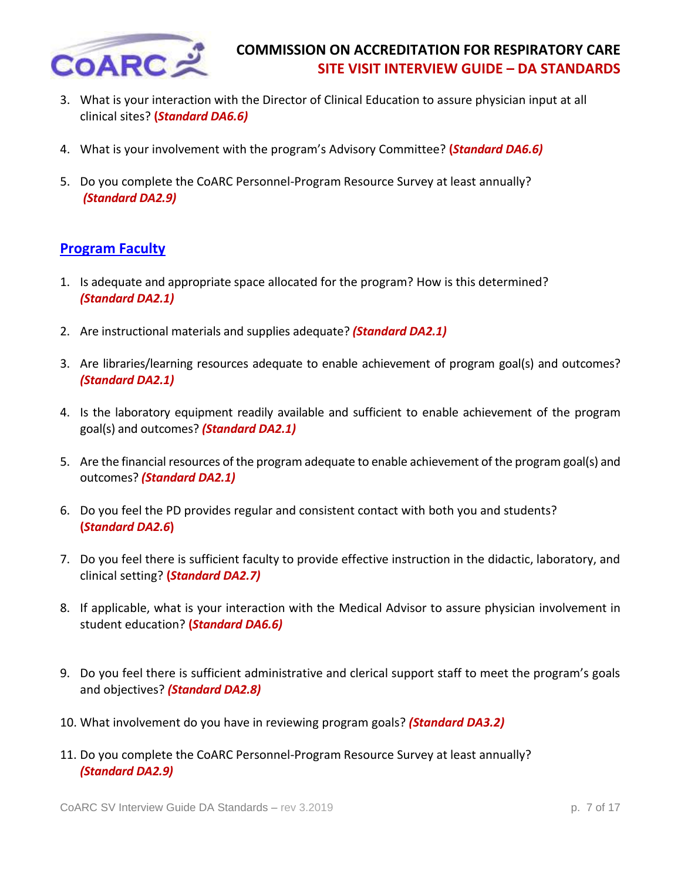3. What is your interaction with the Director of Clinical Education to assure physician input at all clinical sites? ***(Standard DA6.6)***

4. What is your involvement with the program's Advisory Committee? ***(Standard DA6.6)***

5. Do you complete the CoARC Personnel-Program Resource Survey at least annually? ***(Standard DA2.9)***

## Program Faculty

1. Is adequate and appropriate space allocated for the program? How is this determined? ***(Standard DA2.1)***

2. Are instructional materials and supplies adequate? ***(Standard DA2.1)***

3. Are libraries/learning resources adequate to enable achievement of program goal(s) and outcomes? ***(Standard DA2.1)***

4. Is the laboratory equipment readily available and sufficient to enable achievement of the program goal(s) and outcomes? ***(Standard DA2.1)***

5. Are the financial resources of the program adequate to enable achievement of the program goal(s) and outcomes? ***(Standard DA2.1)***

6. Do you feel the PD provides regular and consistent contact with both you and students? ***(Standard DA2.6)***

7. Do you feel there is sufficient faculty to provide effective instruction in the didactic, laboratory, and clinical setting? ***(Standard DA2.7)***

8. If applicable, what is your interaction with the Medical Advisor to assure physician involvement in student education? ***(Standard DA6.6)***

9. Do you feel there is sufficient administrative and clerical support staff to meet the program's goals and objectives? ***(Standard DA2.8)***

10. What involvement do you have in reviewing program goals? ***(Standard DA3.2)***

11. Do you complete the CoARC Personnel-Program Resource Survey at least annually? ***(Standard DA2.9)***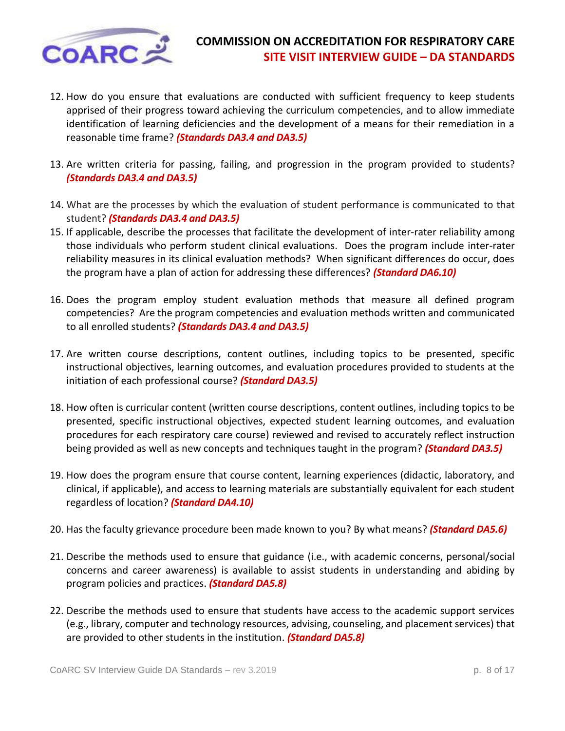12. How do you ensure that evaluations are conducted with sufficient frequency to keep students apprised of their progress toward achieving the curriculum competencies, and to allow immediate identification of learning deficiencies and the development of a means for their remediation in a reasonable time frame? ***(Standards DA3.4 and DA3.5)***

13. Are written criteria for passing, failing, and progression in the program provided to students? ***(Standards DA3.4 and DA3.5)***

14. What are the processes by which the evaluation of student performance is communicated to that student? ***(Standards DA3.4 and DA3.5)***

15. If applicable, describe the processes that facilitate the development of inter-rater reliability among those individuals who perform student clinical evaluations. Does the program include inter-rater reliability measures in its clinical evaluation methods? When significant differences do occur, does the program have a plan of action for addressing these differences? ***(Standard DA6.10)***

16. Does the program employ student evaluation methods that measure all defined program competencies? Are the program competencies and evaluation methods written and communicated to all enrolled students? ***(Standards DA3.4 and DA3.5)***

17. Are written course descriptions, content outlines, including topics to be presented, specific instructional objectives, learning outcomes, and evaluation procedures provided to students at the initiation of each professional course? ***(Standard DA3.5)***

18. How often is curricular content (written course descriptions, content outlines, including topics to be presented, specific instructional objectives, expected student learning outcomes, and evaluation procedures for each respiratory care course) reviewed and revised to accurately reflect instruction being provided as well as new concepts and techniques taught in the program? ***(Standard DA3.5)***

19. How does the program ensure that course content, learning experiences (didactic, laboratory, and clinical, if applicable), and access to learning materials are substantially equivalent for each student regardless of location? ***(Standard DA4.10)***

20. Has the faculty grievance procedure been made known to you? By what means? ***(Standard DA5.6)***

21. Describe the methods used to ensure that guidance (i.e., with academic concerns, personal/social concerns and career awareness) is available to assist students in understanding and abiding by program policies and practices. ***(Standard DA5.8)***

22. Describe the methods used to ensure that students have access to the academic support services (e.g., library, computer and technology resources, advising, counseling, and placement services) that are provided to other students in the institution. ***(Standard DA5.8)***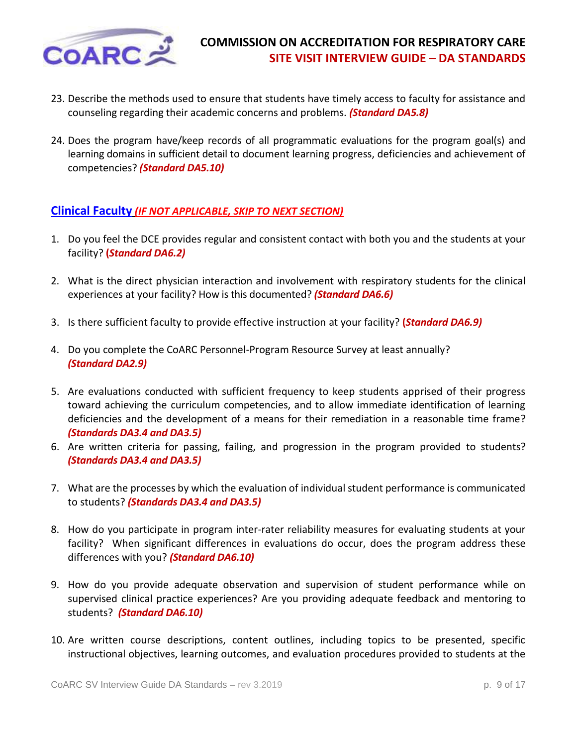23. Describe the methods used to ensure that students have timely access to faculty for assistance and counseling regarding their academic concerns and problems. ***(Standard DA5.8)***

24. Does the program have/keep records of all programmatic evaluations for the program goal(s) and learning domains in sufficient detail to document learning progress, deficiencies and achievement of competencies? ***(Standard DA5.10)***

## Clinical Faculty *(IF NOT APPLICABLE, SKIP TO NEXT SECTION)*

1. Do you feel the DCE provides regular and consistent contact with both you and the students at your facility? **(*Standard DA6.2)***

2. What is the direct physician interaction and involvement with respiratory students for the clinical experiences at your facility? How is this documented? ***(Standard DA6.6)***

3. Is there sufficient faculty to provide effective instruction at your facility? **(*Standard DA6.9)***

4. Do you complete the CoARC Personnel-Program Resource Survey at least annually? ***(Standard DA2.9)***

5. Are evaluations conducted with sufficient frequency to keep students apprised of their progress toward achieving the curriculum competencies, and to allow immediate identification of learning deficiencies and the development of a means for their remediation in a reasonable time frame? ***(Standards DA3.4 and DA3.5)***

6. Are written criteria for passing, failing, and progression in the program provided to students? ***(Standards DA3.4 and DA3.5)***

7. What are the processes by which the evaluation of individual student performance is communicated to students? ***(Standards DA3.4 and DA3.5)***

8. How do you participate in program inter-rater reliability measures for evaluating students at your facility? When significant differences in evaluations do occur, does the program address these differences with you? ***(Standard DA6.10)***

9. How do you provide adequate observation and supervision of student performance while on supervised clinical practice experiences? Are you providing adequate feedback and mentoring to students? ***(Standard DA6.10)***

10. Are written course descriptions, content outlines, including topics to be presented, specific instructional objectives, learning outcomes, and evaluation procedures provided to students at the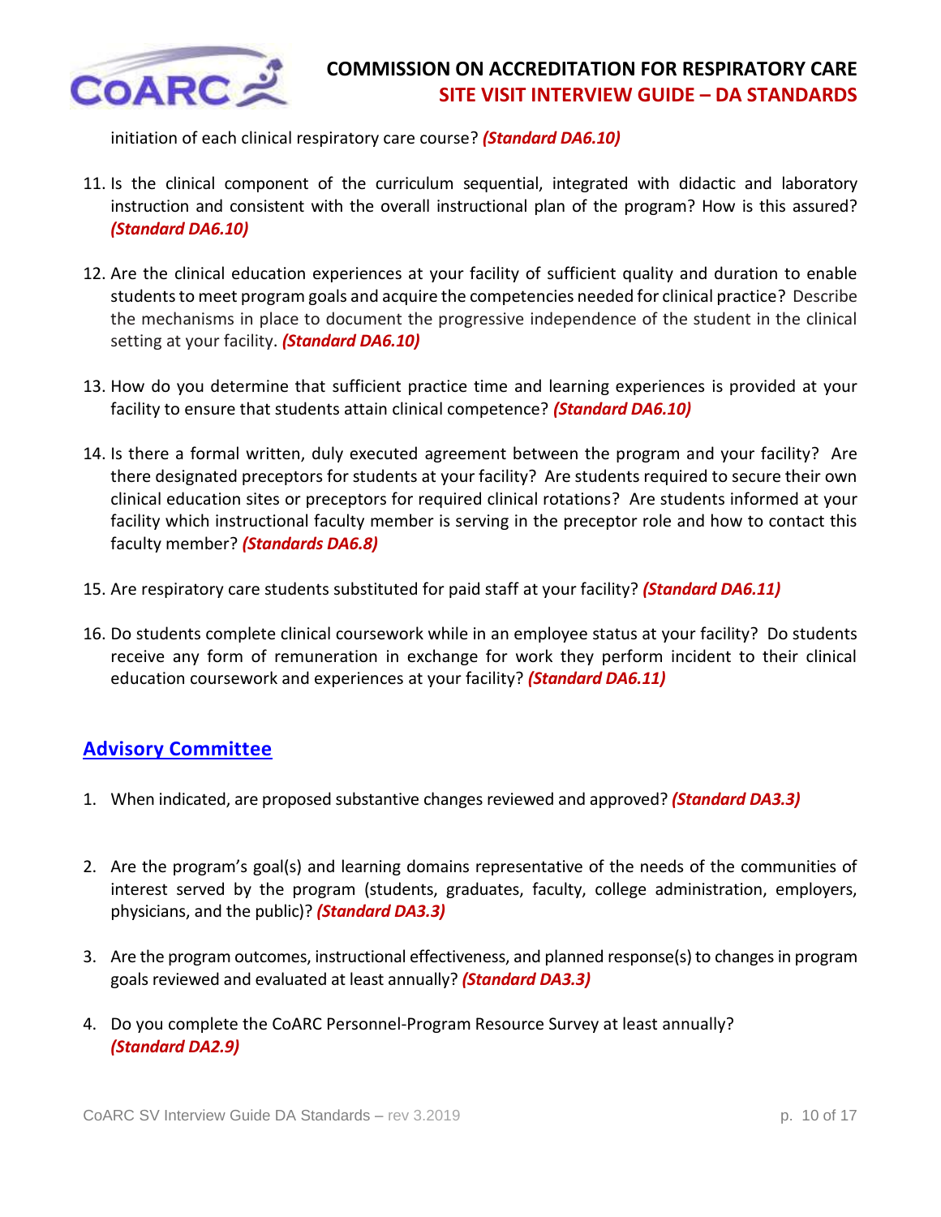initiation of each clinical respiratory care course? ***(Standard DA6.10)***

11. Is the clinical component of the curriculum sequential, integrated with didactic and laboratory instruction and consistent with the overall instructional plan of the program? How is this assured? ***(Standard DA6.10)***

12. Are the clinical education experiences at your facility of sufficient quality and duration to enable students to meet program goals and acquire the competencies needed for clinical practice? Describe the mechanisms in place to document the progressive independence of the student in the clinical setting at your facility. ***(Standard DA6.10)***

13. How do you determine that sufficient practice time and learning experiences is provided at your facility to ensure that students attain clinical competence? ***(Standard DA6.10)***

14. Is there a formal written, duly executed agreement between the program and your facility? Are there designated preceptors for students at your facility? Are students required to secure their own clinical education sites or preceptors for required clinical rotations? Are students informed at your facility which instructional faculty member is serving in the preceptor role and how to contact this faculty member? ***(Standards DA6.8)***

15. Are respiratory care students substituted for paid staff at your facility? ***(Standard DA6.11)***

16. Do students complete clinical coursework while in an employee status at your facility? Do students receive any form of remuneration in exchange for work they perform incident to their clinical education coursework and experiences at your facility? ***(Standard DA6.11)***

## Advisory Committee

1. When indicated, are proposed substantive changes reviewed and approved? ***(Standard DA3.3)***

2. Are the program's goal(s) and learning domains representative of the needs of the communities of interest served by the program (students, graduates, faculty, college administration, employers, physicians, and the public)? ***(Standard DA3.3)***

3. Are the program outcomes, instructional effectiveness, and planned response(s) to changes in program goals reviewed and evaluated at least annually? ***(Standard DA3.3)***

4. Do you complete the CoARC Personnel-Program Resource Survey at least annually? ***(Standard DA2.9)***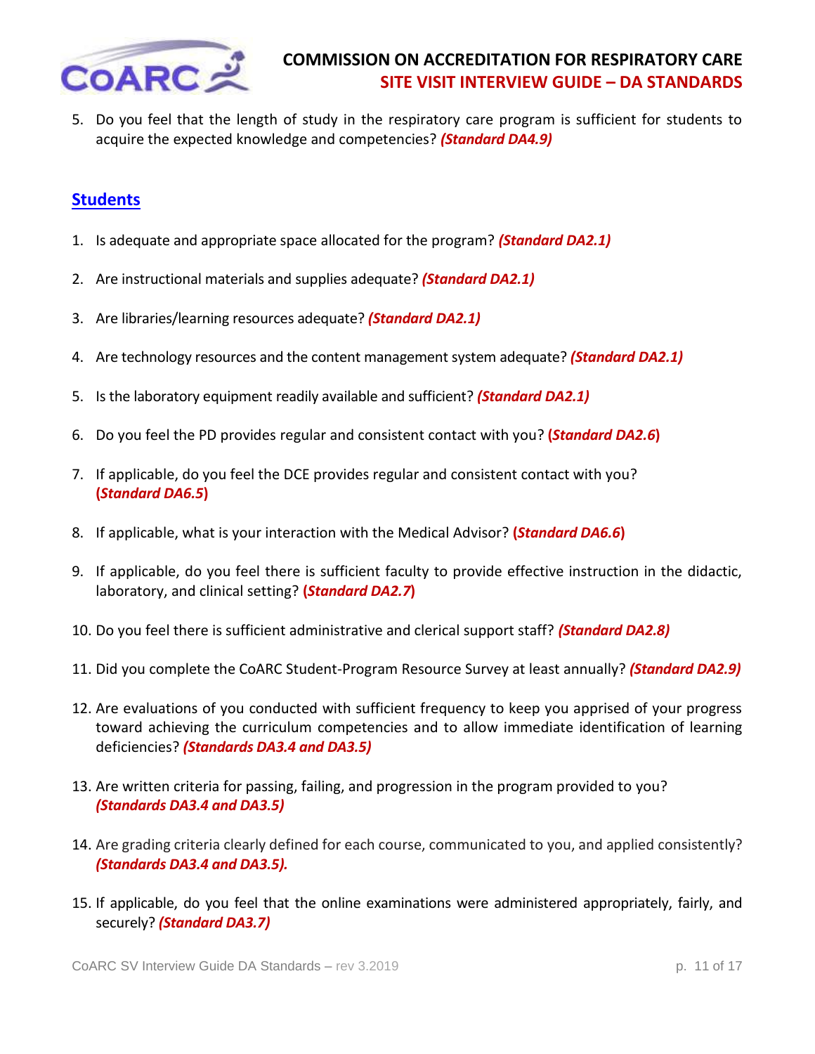5. Do you feel that the length of study in the respiratory care program is sufficient for students to acquire the expected knowledge and competencies? ***(Standard DA4.9)***

## Students

1. Is adequate and appropriate space allocated for the program? ***(Standard DA2.1)***
2. Are instructional materials and supplies adequate? ***(Standard DA2.1)***
3. Are libraries/learning resources adequate? ***(Standard DA2.1)***
4. Are technology resources and the content management system adequate? ***(Standard DA2.1)***
5. Is the laboratory equipment readily available and sufficient? ***(Standard DA2.1)***
6. Do you feel the PD provides regular and consistent contact with you? **(*Standard DA2.6*)**
7. If applicable, do you feel the DCE provides regular and consistent contact with you? **(*Standard DA6.5*)**
8. If applicable, what is your interaction with the Medical Advisor? **(*Standard DA6.6*)**
9. If applicable, do you feel there is sufficient faculty to provide effective instruction in the didactic, laboratory, and clinical setting? **(*Standard DA2.7*)**
10. Do you feel there is sufficient administrative and clerical support staff? ***(Standard DA2.8)***
11. Did you complete the CoARC Student-Program Resource Survey at least annually? ***(Standard DA2.9)***
12. Are evaluations of you conducted with sufficient frequency to keep you apprised of your progress toward achieving the curriculum competencies and to allow immediate identification of learning deficiencies? ***(Standards DA3.4 and DA3.5)***
13. Are written criteria for passing, failing, and progression in the program provided to you? ***(Standards DA3.4 and DA3.5)***
14. Are grading criteria clearly defined for each course, communicated to you, and applied consistently? ***(Standards DA3.4 and DA3.5).***
15. If applicable, do you feel that the online examinations were administered appropriately, fairly, and securely? ***(Standard DA3.7)***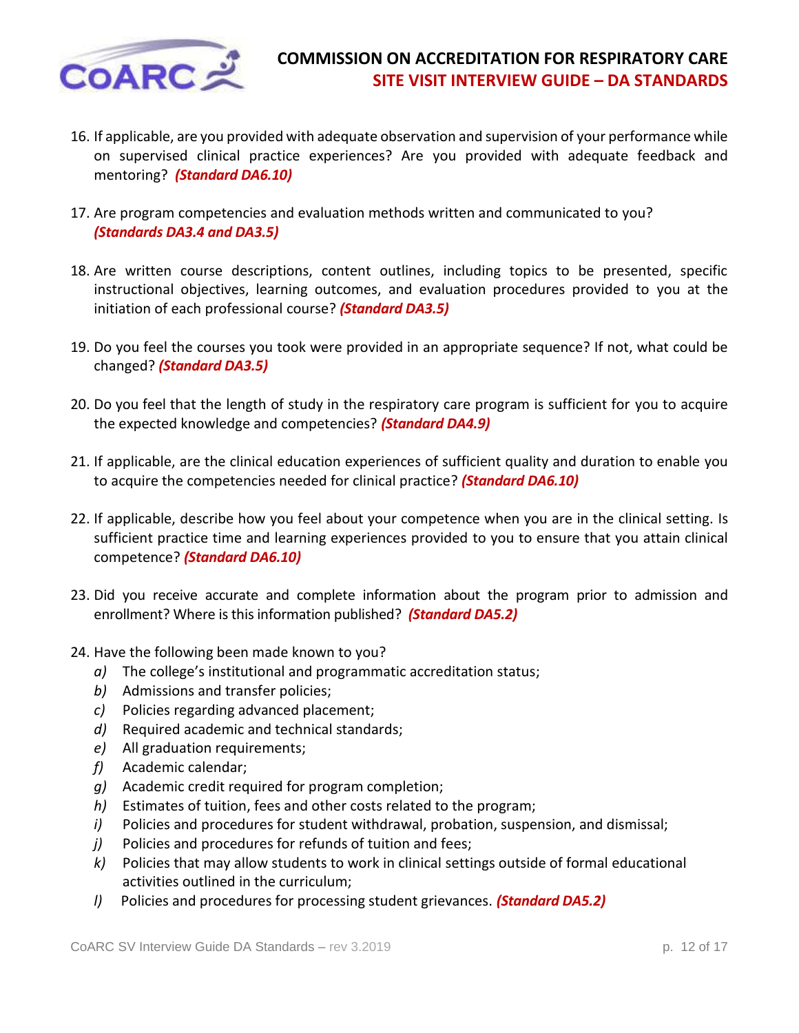16. If applicable, are you provided with adequate observation and supervision of your performance while on supervised clinical practice experiences? Are you provided with adequate feedback and mentoring? ***(Standard DA6.10)***

17. Are program competencies and evaluation methods written and communicated to you? ***(Standards DA3.4 and DA3.5)***

18. Are written course descriptions, content outlines, including topics to be presented, specific instructional objectives, learning outcomes, and evaluation procedures provided to you at the initiation of each professional course? ***(Standard DA3.5)***

19. Do you feel the courses you took were provided in an appropriate sequence? If not, what could be changed? ***(Standard DA3.5)***

20. Do you feel that the length of study in the respiratory care program is sufficient for you to acquire the expected knowledge and competencies? ***(Standard DA4.9)***

21. If applicable, are the clinical education experiences of sufficient quality and duration to enable you to acquire the competencies needed for clinical practice? ***(Standard DA6.10)***

22. If applicable, describe how you feel about your competence when you are in the clinical setting. Is sufficient practice time and learning experiences provided to you to ensure that you attain clinical competence? ***(Standard DA6.10)***

23. Did you receive accurate and complete information about the program prior to admission and enrollment? Where is this information published? ***(Standard DA5.2)***

24. Have the following been made known to you?
    - *a)* The college's institutional and programmatic accreditation status;
    - *b)* Admissions and transfer policies;
    - *c)* Policies regarding advanced placement;
    - *d)* Required academic and technical standards;
    - *e)* All graduation requirements;
    - *f)* Academic calendar;
    - *g)* Academic credit required for program completion;
    - *h)* Estimates of tuition, fees and other costs related to the program;
    - *i)* Policies and procedures for student withdrawal, probation, suspension, and dismissal;
    - *j)* Policies and procedures for refunds of tuition and fees;
    - *k)* Policies that may allow students to work in clinical settings outside of formal educational activities outlined in the curriculum;
    - *l)* Policies and procedures for processing student grievances. ***(Standard DA5.2)***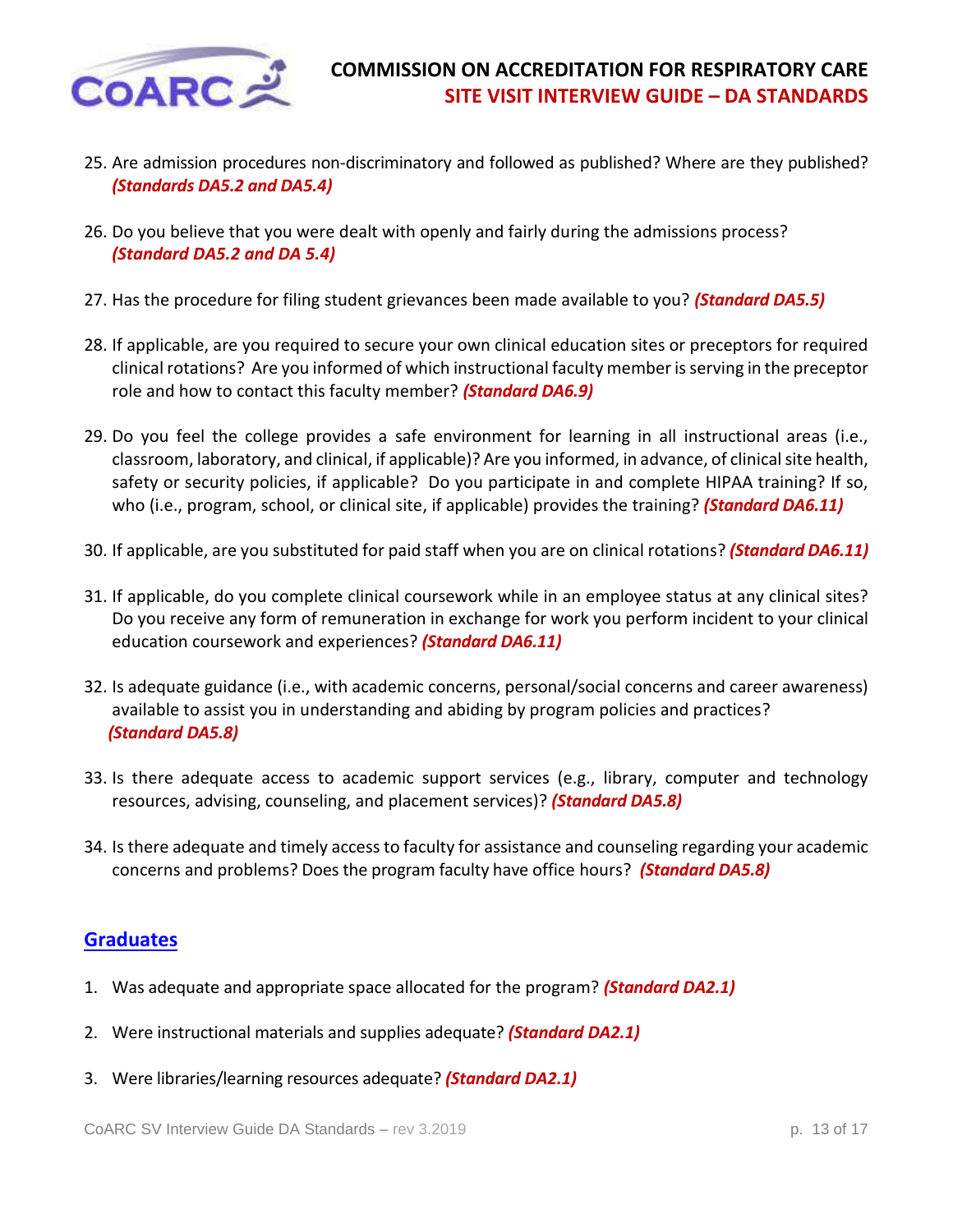25. Are admission procedures non-discriminatory and followed as published? Where are they published? ***(Standards DA5.2 and DA5.4)***

26. Do you believe that you were dealt with openly and fairly during the admissions process? ***(Standard DA5.2 and DA 5.4)***

27. Has the procedure for filing student grievances been made available to you? ***(Standard DA5.5)***

28. If applicable, are you required to secure your own clinical education sites or preceptors for required clinical rotations? Are you informed of which instructional faculty member is serving in the preceptor role and how to contact this faculty member? ***(Standard DA6.9)***

29. Do you feel the college provides a safe environment for learning in all instructional areas (i.e., classroom, laboratory, and clinical, if applicable)? Are you informed, in advance, of clinical site health, safety or security policies, if applicable? Do you participate in and complete HIPAA training? If so, who (i.e., program, school, or clinical site, if applicable) provides the training? ***(Standard DA6.11)***

30. If applicable, are you substituted for paid staff when you are on clinical rotations? ***(Standard DA6.11)***

31. If applicable, do you complete clinical coursework while in an employee status at any clinical sites? Do you receive any form of remuneration in exchange for work you perform incident to your clinical education coursework and experiences? ***(Standard DA6.11)***

32. Is adequate guidance (i.e., with academic concerns, personal/social concerns and career awareness) available to assist you in understanding and abiding by program policies and practices? ***(Standard DA5.8)***

33. Is there adequate access to academic support services (e.g., library, computer and technology resources, advising, counseling, and placement services)? ***(Standard DA5.8)***

34. Is there adequate and timely access to faculty for assistance and counseling regarding your academic concerns and problems? Does the program faculty have office hours? ***(Standard DA5.8)***

## Graduates

1. Was adequate and appropriate space allocated for the program? ***(Standard DA2.1)***

2. Were instructional materials and supplies adequate? ***(Standard DA2.1)***

3. Were libraries/learning resources adequate? ***(Standard DA2.1)***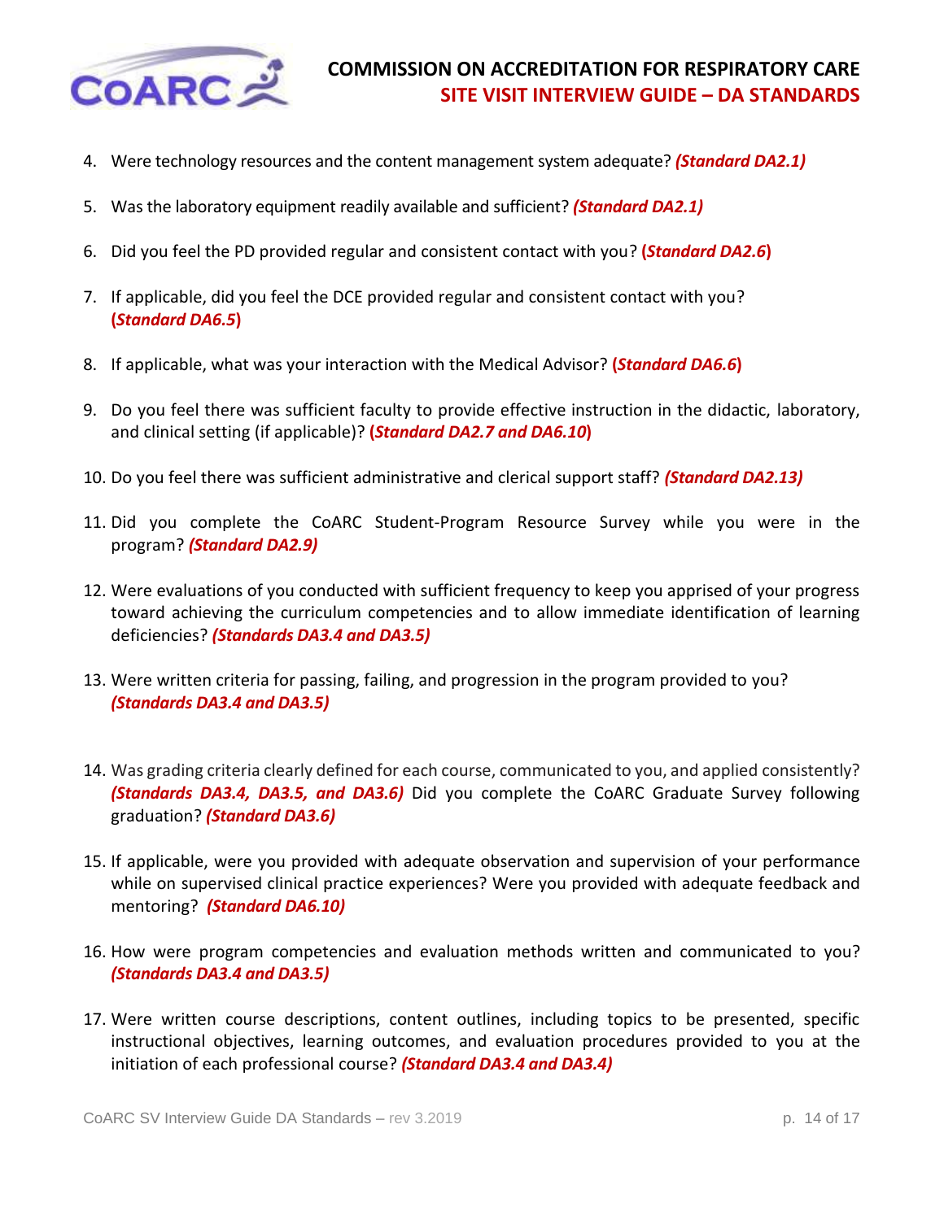4. Were technology resources and the content management system adequate? ***(Standard DA2.1)***
5. Was the laboratory equipment readily available and sufficient? ***(Standard DA2.1)***
6. Did you feel the PD provided regular and consistent contact with you? **(*Standard DA2.6*)**
7. If applicable, did you feel the DCE provided regular and consistent contact with you? **(*Standard DA6.5*)**
8. If applicable, what was your interaction with the Medical Advisor? **(*Standard DA6.6*)**
9. Do you feel there was sufficient faculty to provide effective instruction in the didactic, laboratory, and clinical setting (if applicable)? **(*Standard DA2.7 and DA6.10*)**
10. Do you feel there was sufficient administrative and clerical support staff? ***(Standard DA2.13)***
11. Did you complete the CoARC Student-Program Resource Survey while you were in the program? ***(Standard DA2.9)***
12. Were evaluations of you conducted with sufficient frequency to keep you apprised of your progress toward achieving the curriculum competencies and to allow immediate identification of learning deficiencies? ***(Standards DA3.4 and DA3.5)***
13. Were written criteria for passing, failing, and progression in the program provided to you? ***(Standards DA3.4 and DA3.5)***
14. Was grading criteria clearly defined for each course, communicated to you, and applied consistently? ***(Standards DA3.4, DA3.5, and DA3.6)*** Did you complete the CoARC Graduate Survey following graduation? ***(Standard DA3.6)***
15. If applicable, were you provided with adequate observation and supervision of your performance while on supervised clinical practice experiences? Were you provided with adequate feedback and mentoring? ***(Standard DA6.10)***
16. How were program competencies and evaluation methods written and communicated to you? ***(Standards DA3.4 and DA3.5)***
17. Were written course descriptions, content outlines, including topics to be presented, specific instructional objectives, learning outcomes, and evaluation procedures provided to you at the initiation of each professional course? ***(Standard DA3.4 and DA3.4)***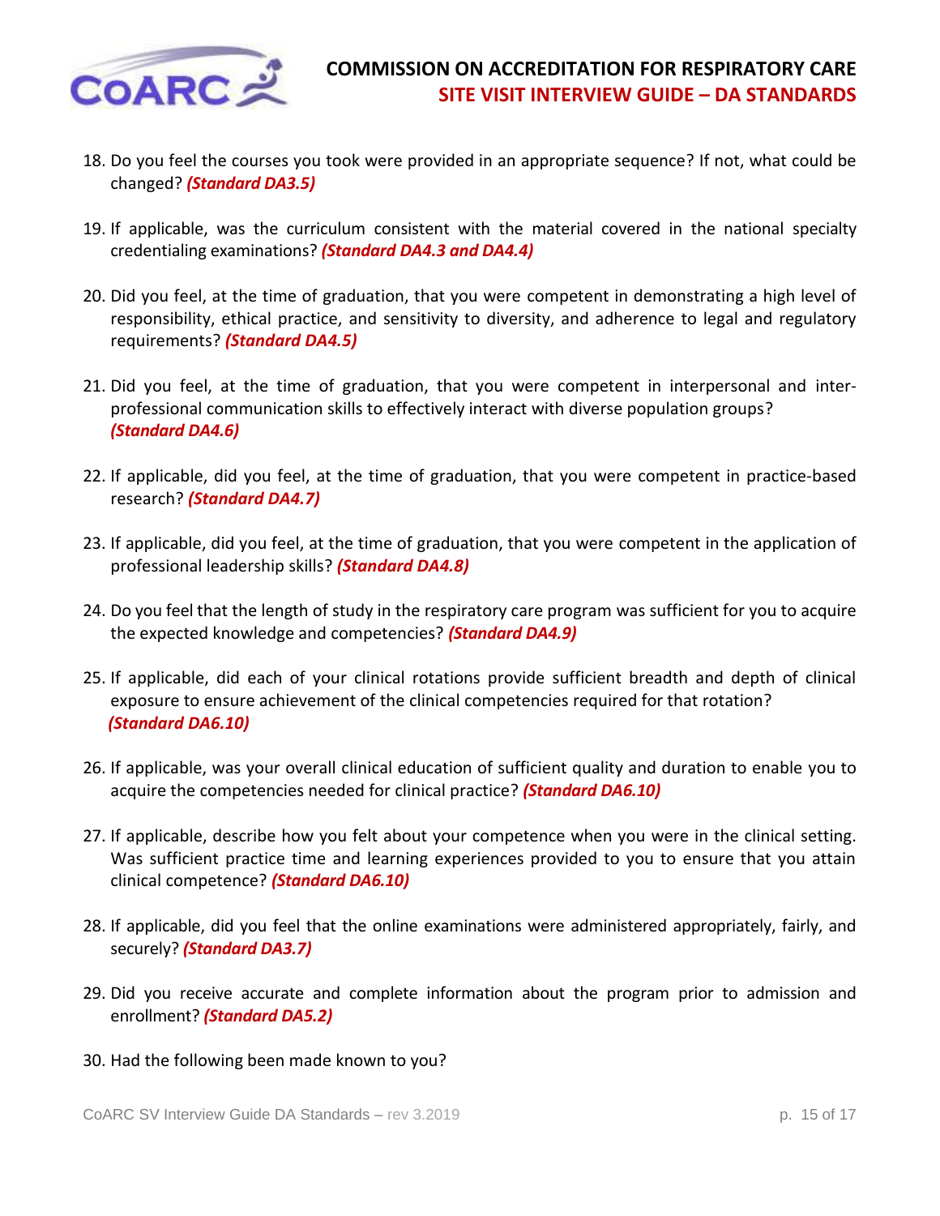18. Do you feel the courses you took were provided in an appropriate sequence? If not, what could be changed? ***(Standard DA3.5)***

19. If applicable, was the curriculum consistent with the material covered in the national specialty credentialing examinations? ***(Standard DA4.3 and DA4.4)***

20. Did you feel, at the time of graduation, that you were competent in demonstrating a high level of responsibility, ethical practice, and sensitivity to diversity, and adherence to legal and regulatory requirements? ***(Standard DA4.5)***

21. Did you feel, at the time of graduation, that you were competent in interpersonal and inter-professional communication skills to effectively interact with diverse population groups? ***(Standard DA4.6)***

22. If applicable, did you feel, at the time of graduation, that you were competent in practice-based research? ***(Standard DA4.7)***

23. If applicable, did you feel, at the time of graduation, that you were competent in the application of professional leadership skills? ***(Standard DA4.8)***

24. Do you feel that the length of study in the respiratory care program was sufficient for you to acquire the expected knowledge and competencies? ***(Standard DA4.9)***

25. If applicable, did each of your clinical rotations provide sufficient breadth and depth of clinical exposure to ensure achievement of the clinical competencies required for that rotation? ***(Standard DA6.10)***

26. If applicable, was your overall clinical education of sufficient quality and duration to enable you to acquire the competencies needed for clinical practice? ***(Standard DA6.10)***

27. If applicable, describe how you felt about your competence when you were in the clinical setting. Was sufficient practice time and learning experiences provided to you to ensure that you attain clinical competence? ***(Standard DA6.10)***

28. If applicable, did you feel that the online examinations were administered appropriately, fairly, and securely? ***(Standard DA3.7)***

29. Did you receive accurate and complete information about the program prior to admission and enrollment? ***(Standard DA5.2)***

30. Had the following been made known to you?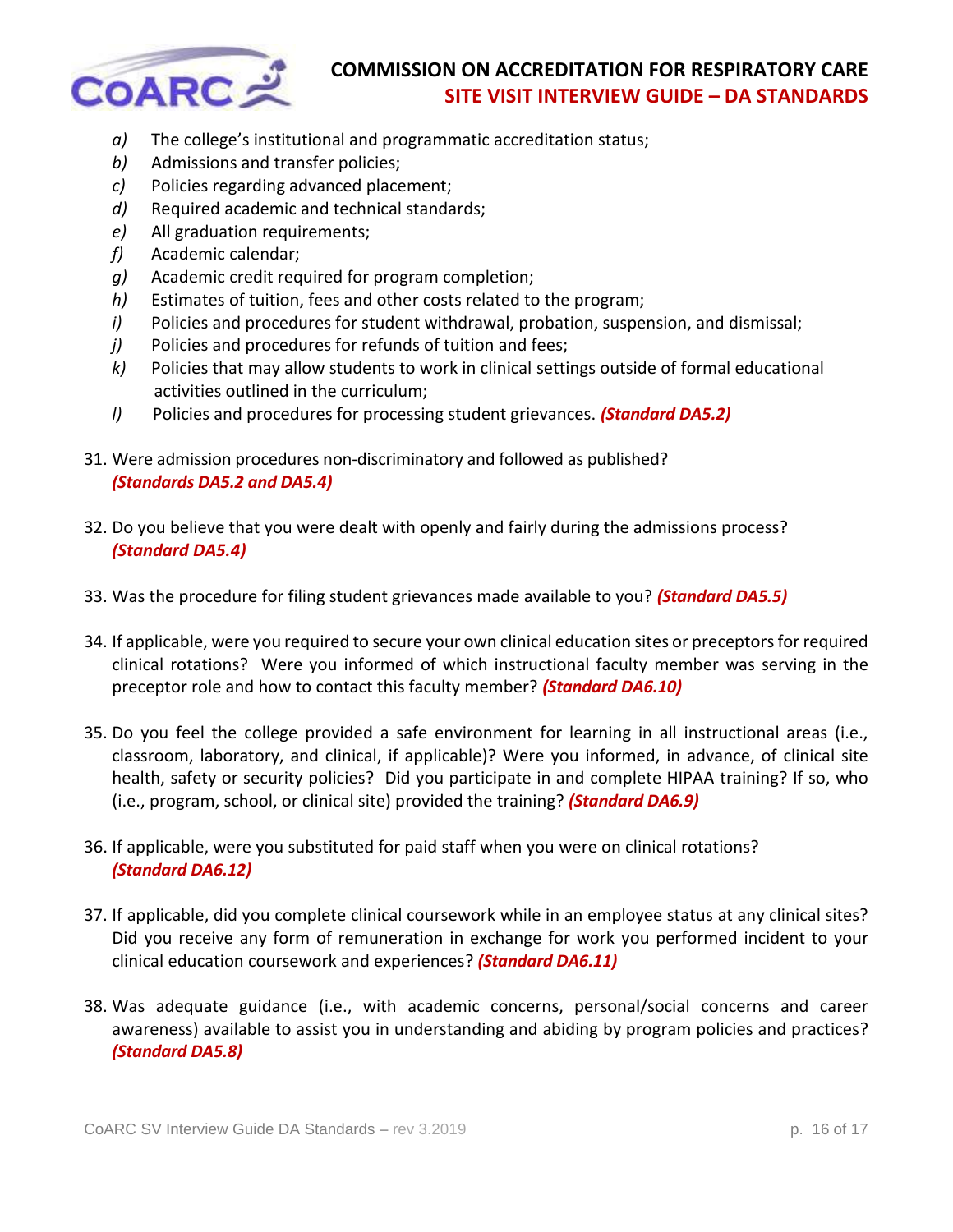- *a)* The college's institutional and programmatic accreditation status;
- *b)* Admissions and transfer policies;
- *c)* Policies regarding advanced placement;
- *d)* Required academic and technical standards;
- *e)* All graduation requirements;
- *f)* Academic calendar;
- *g)* Academic credit required for program completion;
- *h)* Estimates of tuition, fees and other costs related to the program;
- *i)* Policies and procedures for student withdrawal, probation, suspension, and dismissal;
- *j)* Policies and procedures for refunds of tuition and fees;
- *k)* Policies that may allow students to work in clinical settings outside of formal educational activities outlined in the curriculum;
- *l)* Policies and procedures for processing student grievances. ***(Standard DA5.2)***

31. Were admission procedures non-discriminatory and followed as published? ***(Standards DA5.2 and DA5.4)***

32. Do you believe that you were dealt with openly and fairly during the admissions process? ***(Standard DA5.4)***

33. Was the procedure for filing student grievances made available to you? ***(Standard DA5.5)***

34. If applicable, were you required to secure your own clinical education sites or preceptors for required clinical rotations? Were you informed of which instructional faculty member was serving in the preceptor role and how to contact this faculty member? ***(Standard DA6.10)***

35. Do you feel the college provided a safe environment for learning in all instructional areas (i.e., classroom, laboratory, and clinical, if applicable)? Were you informed, in advance, of clinical site health, safety or security policies? Did you participate in and complete HIPAA training? If so, who (i.e., program, school, or clinical site) provided the training? ***(Standard DA6.9)***

36. If applicable, were you substituted for paid staff when you were on clinical rotations? ***(Standard DA6.12)***

37. If applicable, did you complete clinical coursework while in an employee status at any clinical sites? Did you receive any form of remuneration in exchange for work you performed incident to your clinical education coursework and experiences? ***(Standard DA6.11)***

38. Was adequate guidance (i.e., with academic concerns, personal/social concerns and career awareness) available to assist you in understanding and abiding by program policies and practices? ***(Standard DA5.8)***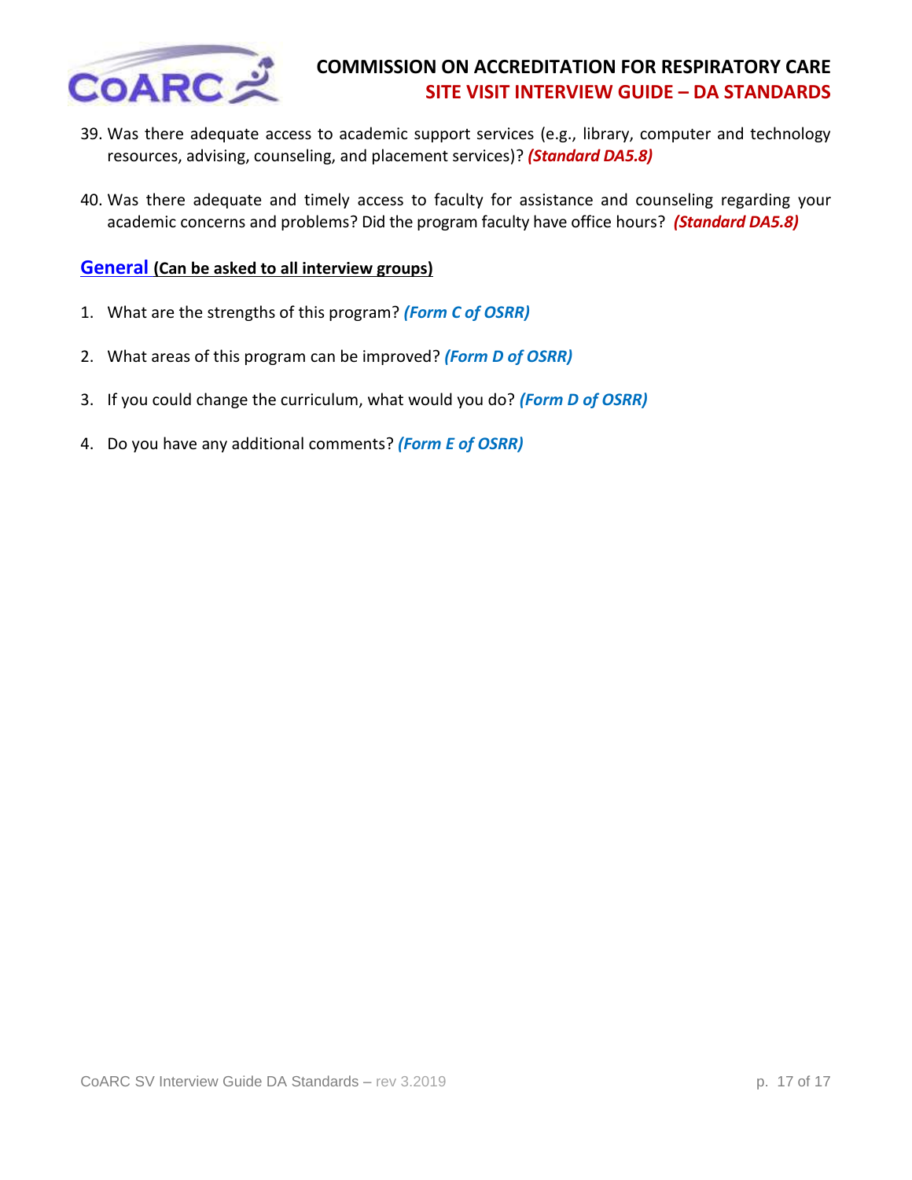39. Was there adequate access to academic support services (e.g., library, computer and technology resources, advising, counseling, and placement services)? ***(Standard DA5.8)***

40. Was there adequate and timely access to faculty for assistance and counseling regarding your academic concerns and problems? Did the program faculty have office hours? ***(Standard DA5.8)***

## General **(Can be asked to all interview groups)**

1. What are the strengths of this program? ***(Form C of OSRR)***

2. What areas of this program can be improved? ***(Form D of OSRR)***

3. If you could change the curriculum, what would you do? ***(Form D of OSRR)***

4. Do you have any additional comments? ***(Form E of OSRR)***